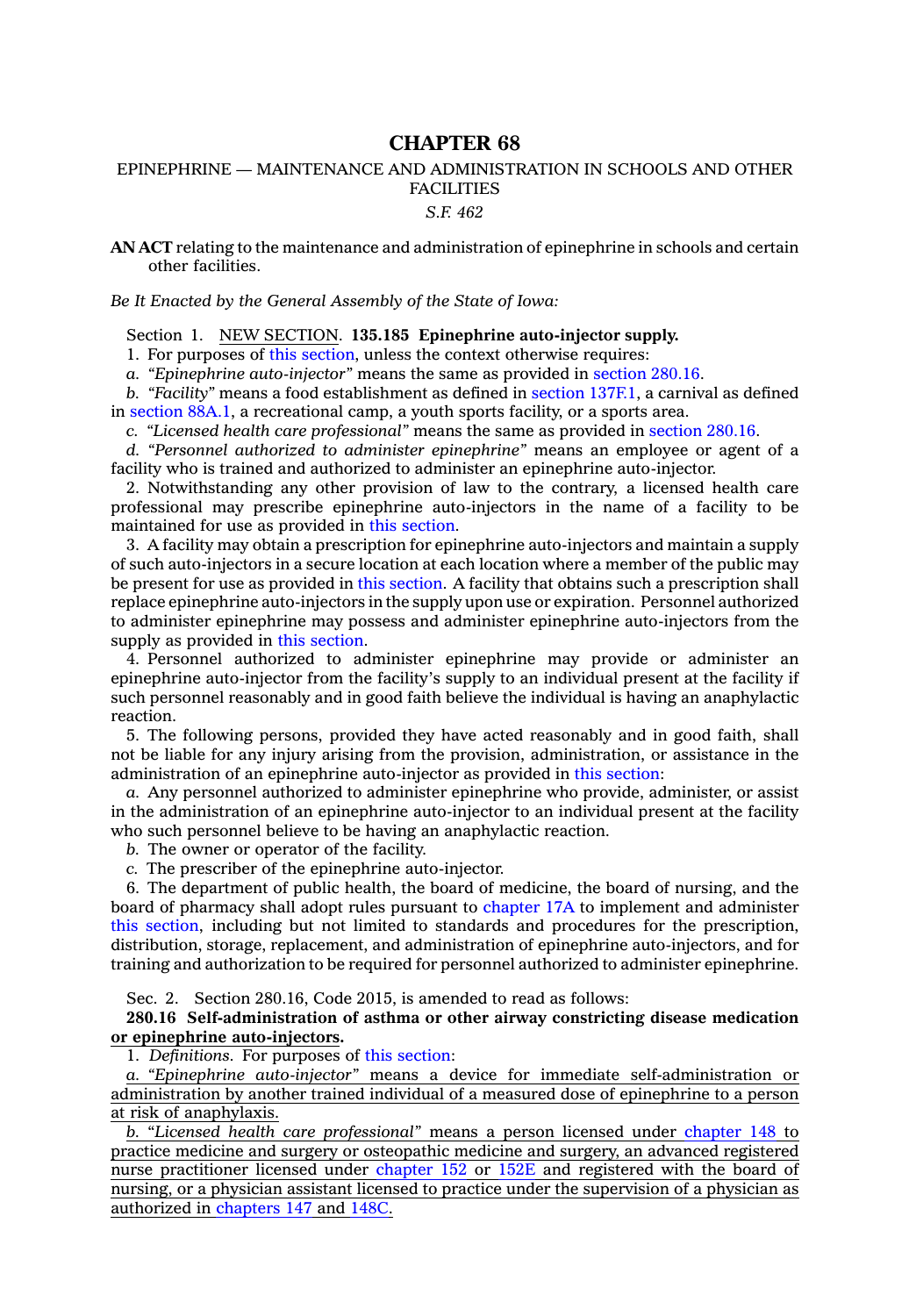# CHAPTER 68

## EPINEPHRINE — MAINTENANCE AND ADMINISTRATION IN SCHOOLS AND OTHER FACILITIES

*S.F. 462*

**AN ACT** relating to the maintenance and administration of epinephrine in schools and certain other facilities.

*Be It Enacted by the General Assembly of the State of Iowa:*

Section 1. NEW SECTION. **135.185 Epinephrine auto-injector supply.**

1. For purposes of this section, unless the context otherwise requires:

*a. "Epinephrine auto-injector"* means the same as provided in section 280.16.

*b. "Facility"* means a food establishment as defined in section 137F.1, a carnival as defined in section 88A.1, a recreational camp, a youth sports facility, or a sports area.

*c. "Licensed health care professional"* means the same as provided in section 280.16.

*d. "Personnel authorized to administer epinephrine"* means an employee or agent of a facility who is trained and authorized to administer an epinephrine auto-injector.

2. Notwithstanding any other provision of law to the contrary, a licensed health care professional may prescribe epinephrine auto-injectors in the name of a facility to be maintained for use as provided in this section.

3. A facility may obtain a prescription for epinephrine auto-injectors and maintain a supply of such auto-injectors in a secure location at each location where a member of the public may be present for use as provided in this section. A facility that obtains such a prescription shall replace epinephrine auto-injectors in the supply upon use or expiration. Personnel authorized to administer epinephrine may possess and administer epinephrine auto-injectors from the supply as provided in this section.

4. Personnel authorized to administer epinephrine may provide or administer an epinephrine auto-injector from the facility's supply to an individual present at the facility if such personnel reasonably and in good faith believe the individual is having an anaphylactic reaction.

5. The following persons, provided they have acted reasonably and in good faith, shall not be liable for any injury arising from the provision, administration, or assistance in the administration of an epinephrine auto-injector as provided in this section:

*a.* Any personnel authorized to administer epinephrine who provide, administer, or assist in the administration of an epinephrine auto-injector to an individual present at the facility who such personnel believe to be having an anaphylactic reaction.

*b.* The owner or operator of the facility.

*c.* The prescriber of the epinephrine auto-injector.

6. The department of public health, the board of medicine, the board of nursing, and the board of pharmacy shall adopt rules pursuant to chapter 17A to implement and administer this section, including but not limited to standards and procedures for the prescription, distribution, storage, replacement, and administration of epinephrine auto-injectors, and for training and authorization to be required for personnel authorized to administer epinephrine.

Sec. 2. Section 280.16, Code 2015, is amended to read as follows:

**280.16 Self-administration of asthma or other airway constricting disease medication or epinephrine auto-injectors.**

1. *Definitions.* For purposes of this section:

*a. "Epinephrine auto-injector"* means a device for immediate self-administration or administration by another trained individual of a measured dose of epinephrine to a person at risk of anaphylaxis.

*b. "Licensed health care professional"* means a person licensed under chapter 148 to practice medicine and surgery or osteopathic medicine and surgery, an advanced registered nurse practitioner licensed under chapter 152 or 152E and registered with the board of nursing, or a physician assistant licensed to practice under the supervision of a physician as authorized in chapters 147 and 148C.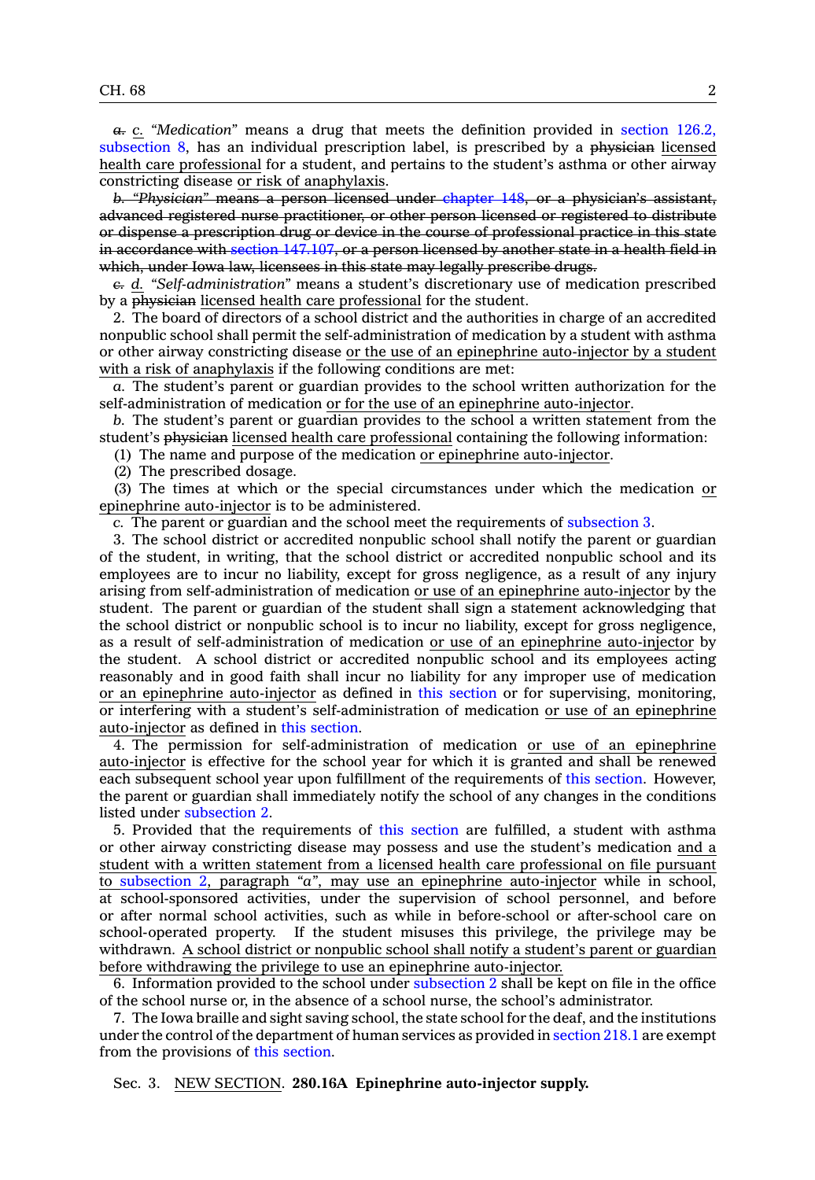~~*a.*~~ <u>*c.*</u> *"Medication"* means a drug that meets the definition provided in section 126.2, subsection 8, has an individual prescription label, is prescribed by a ~~physician~~ <u>licensed health care professional</u> for a student, and pertains to the student's asthma or other airway constricting disease <u>or risk of anaphylaxis</u>.

~~*b.* *"Physician"* means a person licensed under chapter 148, or a physician's assistant, advanced registered nurse practitioner, or other person licensed or registered to distribute or dispense a prescription drug or device in the course of professional practice in this state in accordance with section 147.107, or a person licensed by another state in a health field in which, under Iowa law, licensees in this state may legally prescribe drugs.~~

~~*c.*~~ <u>*d.*</u> *"Self-administration"* means a student's discretionary use of medication prescribed by a ~~physician~~ <u>licensed health care professional</u> for the student.

2. The board of directors of a school district and the authorities in charge of an accredited nonpublic school shall permit the self-administration of medication by a student with asthma or other airway constricting disease <u>or the use of an epinephrine auto-injector by a student with a risk of anaphylaxis</u> if the following conditions are met:

*a.* The student's parent or guardian provides to the school written authorization for the self-administration of medication <u>or for the use of an epinephrine auto-injector</u>.

*b.* The student's parent or guardian provides to the school a written statement from the student's ~~physician~~ <u>licensed health care professional</u> containing the following information:

(1) The name and purpose of the medication <u>or epinephrine auto-injector</u>.

(2) The prescribed dosage.

(3) The times at which or the special circumstances under which the medication <u>or epinephrine auto-injector</u> is to be administered.

*c.* The parent or guardian and the school meet the requirements of subsection 3.

3. The school district or accredited nonpublic school shall notify the parent or guardian of the student, in writing, that the school district or accredited nonpublic school and its employees are to incur no liability, except for gross negligence, as a result of any injury arising from self-administration of medication <u>or use of an epinephrine auto-injector</u> by the student. The parent or guardian of the student shall sign a statement acknowledging that the school district or nonpublic school is to incur no liability, except for gross negligence, as a result of self-administration of medication <u>or use of an epinephrine auto-injector</u> by the student. A school district or accredited nonpublic school and its employees acting reasonably and in good faith shall incur no liability for any improper use of medication <u>or an epinephrine auto-injector</u> as defined in this section or for supervising, monitoring, or interfering with a student's self-administration of medication <u>or use of an epinephrine auto-injector</u> as defined in this section.

4. The permission for self-administration of medication <u>or use of an epinephrine auto-injector</u> is effective for the school year for which it is granted and shall be renewed each subsequent school year upon fulfillment of the requirements of this section. However, the parent or guardian shall immediately notify the school of any changes in the conditions listed under subsection 2.

5. Provided that the requirements of this section are fulfilled, a student with asthma or other airway constricting disease may possess and use the student's medication <u>and a student with a written statement from a licensed health care professional on file pursuant to subsection 2, paragraph *"a"*, may use an epinephrine auto-injector</u> while in school, at school-sponsored activities, under the supervision of school personnel, and before or after normal school activities, such as while in before-school or after-school care on school-operated property. If the student misuses this privilege, the privilege may be withdrawn. <u>A school district or nonpublic school shall notify a student's parent or guardian before withdrawing the privilege to use an epinephrine auto-injector.</u>

6. Information provided to the school under subsection 2 shall be kept on file in the office of the school nurse or, in the absence of a school nurse, the school's administrator.

7. The Iowa braille and sight saving school, the state school for the deaf, and the institutions under the control of the department of human services as provided in section 218.1 are exempt from the provisions of this section.

Sec. 3. <u>NEW SECTION</u>. **280.16A Epinephrine auto-injector supply.**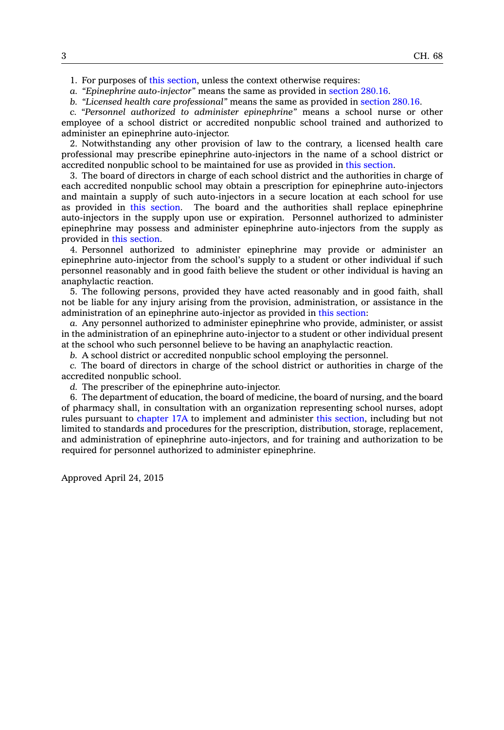1. For purposes of this section, unless the context otherwise requires:

*a. "Epinephrine auto-injector"* means the same as provided in section 280.16.

*b. "Licensed health care professional"* means the same as provided in section 280.16.

*c. "Personnel authorized to administer epinephrine"* means a school nurse or other employee of a school district or accredited nonpublic school trained and authorized to administer an epinephrine auto-injector.

2. Notwithstanding any other provision of law to the contrary, a licensed health care professional may prescribe epinephrine auto-injectors in the name of a school district or accredited nonpublic school to be maintained for use as provided in this section.

3. The board of directors in charge of each school district and the authorities in charge of each accredited nonpublic school may obtain a prescription for epinephrine auto-injectors and maintain a supply of such auto-injectors in a secure location at each school for use as provided in this section. The board and the authorities shall replace epinephrine auto-injectors in the supply upon use or expiration. Personnel authorized to administer epinephrine may possess and administer epinephrine auto-injectors from the supply as provided in this section.

4. Personnel authorized to administer epinephrine may provide or administer an epinephrine auto-injector from the school's supply to a student or other individual if such personnel reasonably and in good faith believe the student or other individual is having an anaphylactic reaction.

5. The following persons, provided they have acted reasonably and in good faith, shall not be liable for any injury arising from the provision, administration, or assistance in the administration of an epinephrine auto-injector as provided in this section:

*a.* Any personnel authorized to administer epinephrine who provide, administer, or assist in the administration of an epinephrine auto-injector to a student or other individual present at the school who such personnel believe to be having an anaphylactic reaction.

*b.* A school district or accredited nonpublic school employing the personnel.

*c.* The board of directors in charge of the school district or authorities in charge of the accredited nonpublic school.

*d.* The prescriber of the epinephrine auto-injector.

6. The department of education, the board of medicine, the board of nursing, and the board of pharmacy shall, in consultation with an organization representing school nurses, adopt rules pursuant to chapter 17A to implement and administer this section, including but not limited to standards and procedures for the prescription, distribution, storage, replacement, and administration of epinephrine auto-injectors, and for training and authorization to be required for personnel authorized to administer epinephrine.

Approved April 24, 2015